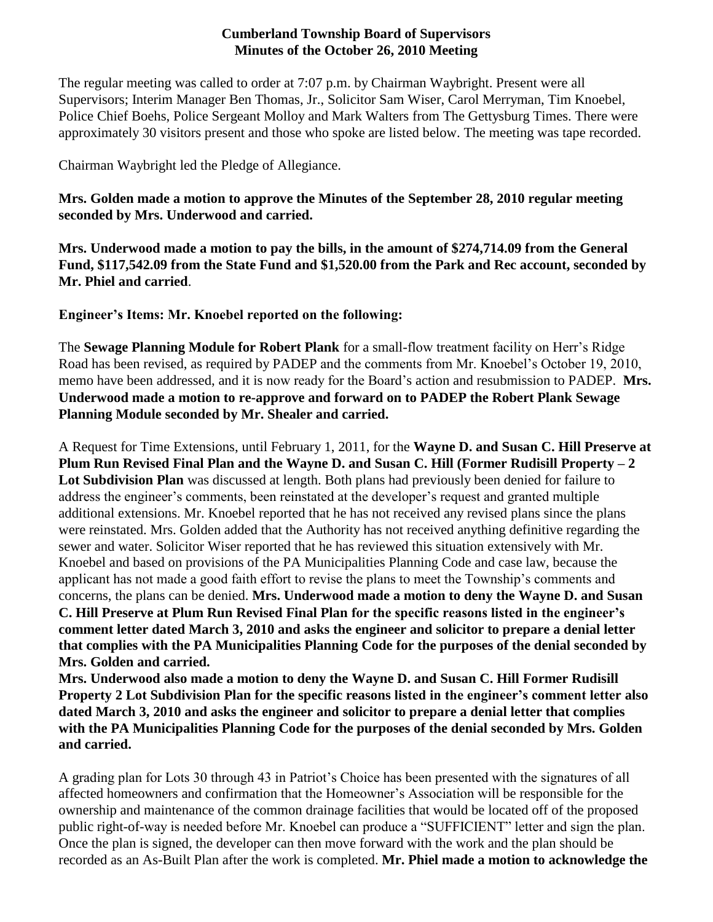**Cumberland Township Board of Supervisors**
**Minutes of the October 26, 2010 Meeting**

The regular meeting was called to order at 7:07 p.m. by Chairman Waybright. Present were all Supervisors; Interim Manager Ben Thomas, Jr., Solicitor Sam Wiser, Carol Merryman, Tim Knoebel, Police Chief Boehs, Police Sergeant Molloy and Mark Walters from The Gettysburg Times. There were approximately 30 visitors present and those who spoke are listed below. The meeting was tape recorded.

Chairman Waybright led the Pledge of Allegiance.

**Mrs. Golden made a motion to approve the Minutes of the September 28, 2010 regular meeting seconded by Mrs. Underwood and carried.**

**Mrs. Underwood made a motion to pay the bills, in the amount of $274,714.09 from the General Fund, $117,542.09 from the State Fund and $1,520.00 from the Park and Rec account, seconded by Mr. Phiel and carried**.

**Engineer's Items: Mr. Knoebel reported on the following:**

The **Sewage Planning Module for Robert Plank** for a small-flow treatment facility on Herr's Ridge Road has been revised, as required by PADEP and the comments from Mr. Knoebel's October 19, 2010, memo have been addressed, and it is now ready for the Board's action and resubmission to PADEP. **Mrs. Underwood made a motion to re-approve and forward on to PADEP the Robert Plank Sewage Planning Module seconded by Mr. Shealer and carried.**

A Request for Time Extensions, until February 1, 2011, for the **Wayne D. and Susan C. Hill Preserve at Plum Run Revised Final Plan and the Wayne D. and Susan C. Hill (Former Rudisill Property – 2 Lot Subdivision Plan** was discussed at length. Both plans had previously been denied for failure to address the engineer's comments, been reinstated at the developer's request and granted multiple additional extensions. Mr. Knoebel reported that he has not received any revised plans since the plans were reinstated. Mrs. Golden added that the Authority has not received anything definitive regarding the sewer and water. Solicitor Wiser reported that he has reviewed this situation extensively with Mr. Knoebel and based on provisions of the PA Municipalities Planning Code and case law, because the applicant has not made a good faith effort to revise the plans to meet the Township's comments and concerns, the plans can be denied. **Mrs. Underwood made a motion to deny the Wayne D. and Susan C. Hill Preserve at Plum Run Revised Final Plan for the specific reasons listed in the engineer's comment letter dated March 3, 2010 and asks the engineer and solicitor to prepare a denial letter that complies with the PA Municipalities Planning Code for the purposes of the denial seconded by Mrs. Golden and carried.**

**Mrs. Underwood also made a motion to deny the Wayne D. and Susan C. Hill Former Rudisill Property 2 Lot Subdivision Plan for the specific reasons listed in the engineer's comment letter also dated March 3, 2010 and asks the engineer and solicitor to prepare a denial letter that complies with the PA Municipalities Planning Code for the purposes of the denial seconded by Mrs. Golden and carried.**

A grading plan for Lots 30 through 43 in Patriot's Choice has been presented with the signatures of all affected homeowners and confirmation that the Homeowner's Association will be responsible for the ownership and maintenance of the common drainage facilities that would be located off of the proposed public right-of-way is needed before Mr. Knoebel can produce a "SUFFICIENT" letter and sign the plan. Once the plan is signed, the developer can then move forward with the work and the plan should be recorded as an As-Built Plan after the work is completed. **Mr. Phiel made a motion to acknowledge the**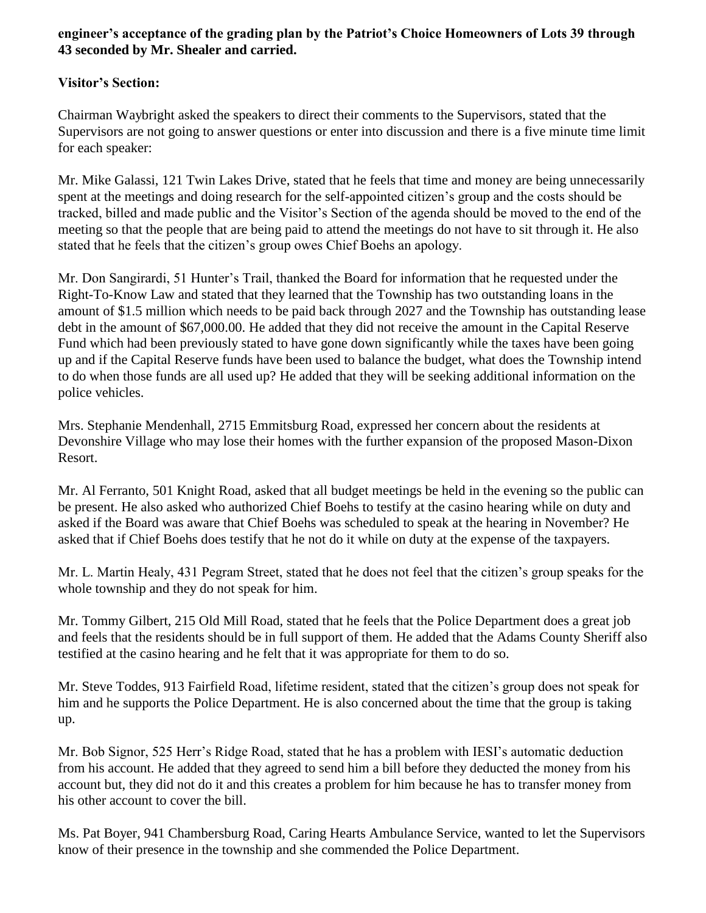**engineer's acceptance of the grading plan by the Patriot's Choice Homeowners of Lots 39 through 43 seconded by Mr. Shealer and carried.**

**Visitor's Section:**

Chairman Waybright asked the speakers to direct their comments to the Supervisors, stated that the Supervisors are not going to answer questions or enter into discussion and there is a five minute time limit for each speaker:

Mr. Mike Galassi, 121 Twin Lakes Drive, stated that he feels that time and money are being unnecessarily spent at the meetings and doing research for the self-appointed citizen's group and the costs should be tracked, billed and made public and the Visitor's Section of the agenda should be moved to the end of the meeting so that the people that are being paid to attend the meetings do not have to sit through it. He also stated that he feels that the citizen's group owes Chief Boehs an apology.

Mr. Don Sangirardi, 51 Hunter's Trail, thanked the Board for information that he requested under the Right-To-Know Law and stated that they learned that the Township has two outstanding loans in the amount of $1.5 million which needs to be paid back through 2027 and the Township has outstanding lease debt in the amount of $67,000.00. He added that they did not receive the amount in the Capital Reserve Fund which had been previously stated to have gone down significantly while the taxes have been going up and if the Capital Reserve funds have been used to balance the budget, what does the Township intend to do when those funds are all used up? He added that they will be seeking additional information on the police vehicles.

Mrs. Stephanie Mendenhall, 2715 Emmitsburg Road, expressed her concern about the residents at Devonshire Village who may lose their homes with the further expansion of the proposed Mason-Dixon Resort.

Mr. Al Ferranto, 501 Knight Road, asked that all budget meetings be held in the evening so the public can be present. He also asked who authorized Chief Boehs to testify at the casino hearing while on duty and asked if the Board was aware that Chief Boehs was scheduled to speak at the hearing in November? He asked that if Chief Boehs does testify that he not do it while on duty at the expense of the taxpayers.

Mr. L. Martin Healy, 431 Pegram Street, stated that he does not feel that the citizen's group speaks for the whole township and they do not speak for him.

Mr. Tommy Gilbert, 215 Old Mill Road, stated that he feels that the Police Department does a great job and feels that the residents should be in full support of them. He added that the Adams County Sheriff also testified at the casino hearing and he felt that it was appropriate for them to do so.

Mr. Steve Toddes, 913 Fairfield Road, lifetime resident, stated that the citizen's group does not speak for him and he supports the Police Department. He is also concerned about the time that the group is taking up.

Mr. Bob Signor, 525 Herr's Ridge Road, stated that he has a problem with IESI's automatic deduction from his account. He added that they agreed to send him a bill before they deducted the money from his account but, they did not do it and this creates a problem for him because he has to transfer money from his other account to cover the bill.

Ms. Pat Boyer, 941 Chambersburg Road, Caring Hearts Ambulance Service, wanted to let the Supervisors know of their presence in the township and she commended the Police Department.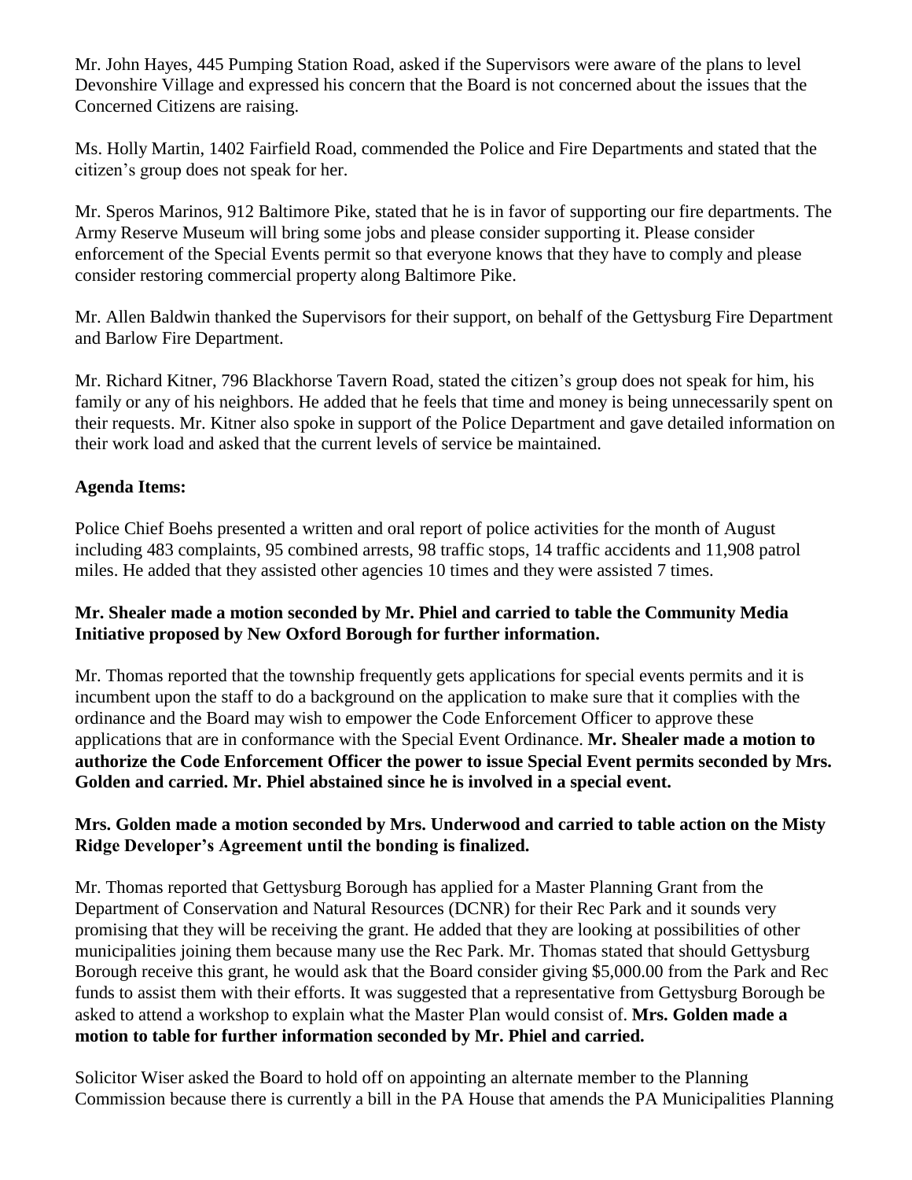Mr. John Hayes, 445 Pumping Station Road, asked if the Supervisors were aware of the plans to level Devonshire Village and expressed his concern that the Board is not concerned about the issues that the Concerned Citizens are raising.

Ms. Holly Martin, 1402 Fairfield Road, commended the Police and Fire Departments and stated that the citizen's group does not speak for her.

Mr. Speros Marinos, 912 Baltimore Pike, stated that he is in favor of supporting our fire departments. The Army Reserve Museum will bring some jobs and please consider supporting it. Please consider enforcement of the Special Events permit so that everyone knows that they have to comply and please consider restoring commercial property along Baltimore Pike.

Mr. Allen Baldwin thanked the Supervisors for their support, on behalf of the Gettysburg Fire Department and Barlow Fire Department.

Mr. Richard Kitner, 796 Blackhorse Tavern Road, stated the citizen's group does not speak for him, his family or any of his neighbors. He added that he feels that time and money is being unnecessarily spent on their requests. Mr. Kitner also spoke in support of the Police Department and gave detailed information on their work load and asked that the current levels of service be maintained.

**Agenda Items:**

Police Chief Boehs presented a written and oral report of police activities for the month of August including 483 complaints, 95 combined arrests, 98 traffic stops, 14 traffic accidents and 11,908 patrol miles. He added that they assisted other agencies 10 times and they were assisted 7 times.

**Mr. Shealer made a motion seconded by Mr. Phiel and carried to table the Community Media Initiative proposed by New Oxford Borough for further information.**

Mr. Thomas reported that the township frequently gets applications for special events permits and it is incumbent upon the staff to do a background on the application to make sure that it complies with the ordinance and the Board may wish to empower the Code Enforcement Officer to approve these applications that are in conformance with the Special Event Ordinance. **Mr. Shealer made a motion to authorize the Code Enforcement Officer the power to issue Special Event permits seconded by Mrs. Golden and carried. Mr. Phiel abstained since he is involved in a special event.**

**Mrs. Golden made a motion seconded by Mrs. Underwood and carried to table action on the Misty Ridge Developer's Agreement until the bonding is finalized.**

Mr. Thomas reported that Gettysburg Borough has applied for a Master Planning Grant from the Department of Conservation and Natural Resources (DCNR) for their Rec Park and it sounds very promising that they will be receiving the grant. He added that they are looking at possibilities of other municipalities joining them because many use the Rec Park. Mr. Thomas stated that should Gettysburg Borough receive this grant, he would ask that the Board consider giving $5,000.00 from the Park and Rec funds to assist them with their efforts. It was suggested that a representative from Gettysburg Borough be asked to attend a workshop to explain what the Master Plan would consist of. **Mrs. Golden made a motion to table for further information seconded by Mr. Phiel and carried.**

Solicitor Wiser asked the Board to hold off on appointing an alternate member to the Planning Commission because there is currently a bill in the PA House that amends the PA Municipalities Planning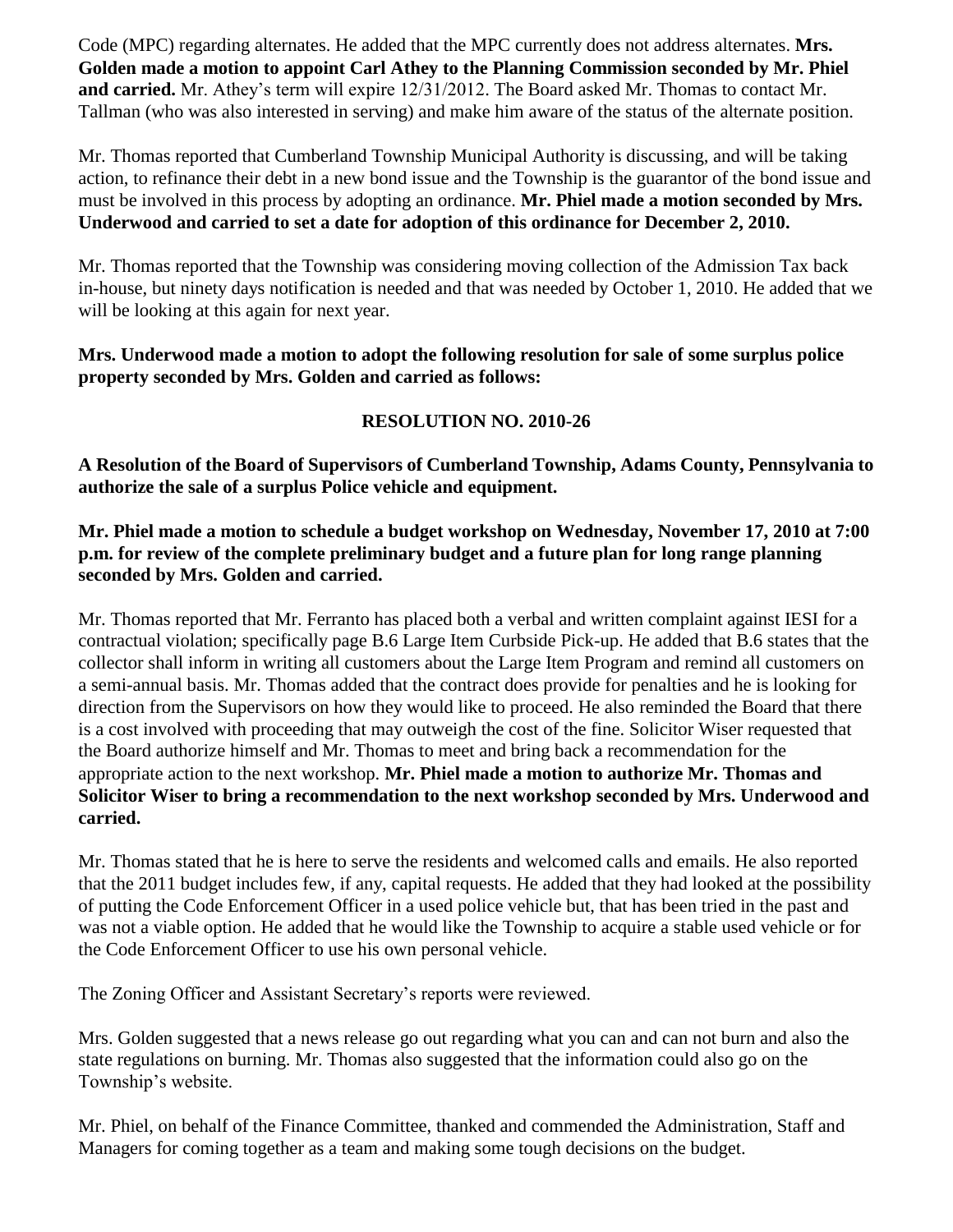Code (MPC) regarding alternates. He added that the MPC currently does not address alternates. **Mrs. Golden made a motion to appoint Carl Athey to the Planning Commission seconded by Mr. Phiel and carried.** Mr. Athey's term will expire 12/31/2012. The Board asked Mr. Thomas to contact Mr. Tallman (who was also interested in serving) and make him aware of the status of the alternate position.

Mr. Thomas reported that Cumberland Township Municipal Authority is discussing, and will be taking action, to refinance their debt in a new bond issue and the Township is the guarantor of the bond issue and must be involved in this process by adopting an ordinance. **Mr. Phiel made a motion seconded by Mrs. Underwood and carried to set a date for adoption of this ordinance for December 2, 2010.**

Mr. Thomas reported that the Township was considering moving collection of the Admission Tax back in-house, but ninety days notification is needed and that was needed by October 1, 2010. He added that we will be looking at this again for next year.

**Mrs. Underwood made a motion to adopt the following resolution for sale of some surplus police property seconded by Mrs. Golden and carried as follows:**

**RESOLUTION NO. 2010-26**

**A Resolution of the Board of Supervisors of Cumberland Township, Adams County, Pennsylvania to authorize the sale of a surplus Police vehicle and equipment.**

**Mr. Phiel made a motion to schedule a budget workshop on Wednesday, November 17, 2010 at 7:00 p.m. for review of the complete preliminary budget and a future plan for long range planning seconded by Mrs. Golden and carried.**

Mr. Thomas reported that Mr. Ferranto has placed both a verbal and written complaint against IESI for a contractual violation; specifically page B.6 Large Item Curbside Pick-up. He added that B.6 states that the collector shall inform in writing all customers about the Large Item Program and remind all customers on a semi-annual basis. Mr. Thomas added that the contract does provide for penalties and he is looking for direction from the Supervisors on how they would like to proceed. He also reminded the Board that there is a cost involved with proceeding that may outweigh the cost of the fine. Solicitor Wiser requested that the Board authorize himself and Mr. Thomas to meet and bring back a recommendation for the appropriate action to the next workshop. **Mr. Phiel made a motion to authorize Mr. Thomas and Solicitor Wiser to bring a recommendation to the next workshop seconded by Mrs. Underwood and carried.**

Mr. Thomas stated that he is here to serve the residents and welcomed calls and emails. He also reported that the 2011 budget includes few, if any, capital requests. He added that they had looked at the possibility of putting the Code Enforcement Officer in a used police vehicle but, that has been tried in the past and was not a viable option. He added that he would like the Township to acquire a stable used vehicle or for the Code Enforcement Officer to use his own personal vehicle.

The Zoning Officer and Assistant Secretary's reports were reviewed.

Mrs. Golden suggested that a news release go out regarding what you can and can not burn and also the state regulations on burning. Mr. Thomas also suggested that the information could also go on the Township's website.

Mr. Phiel, on behalf of the Finance Committee, thanked and commended the Administration, Staff and Managers for coming together as a team and making some tough decisions on the budget.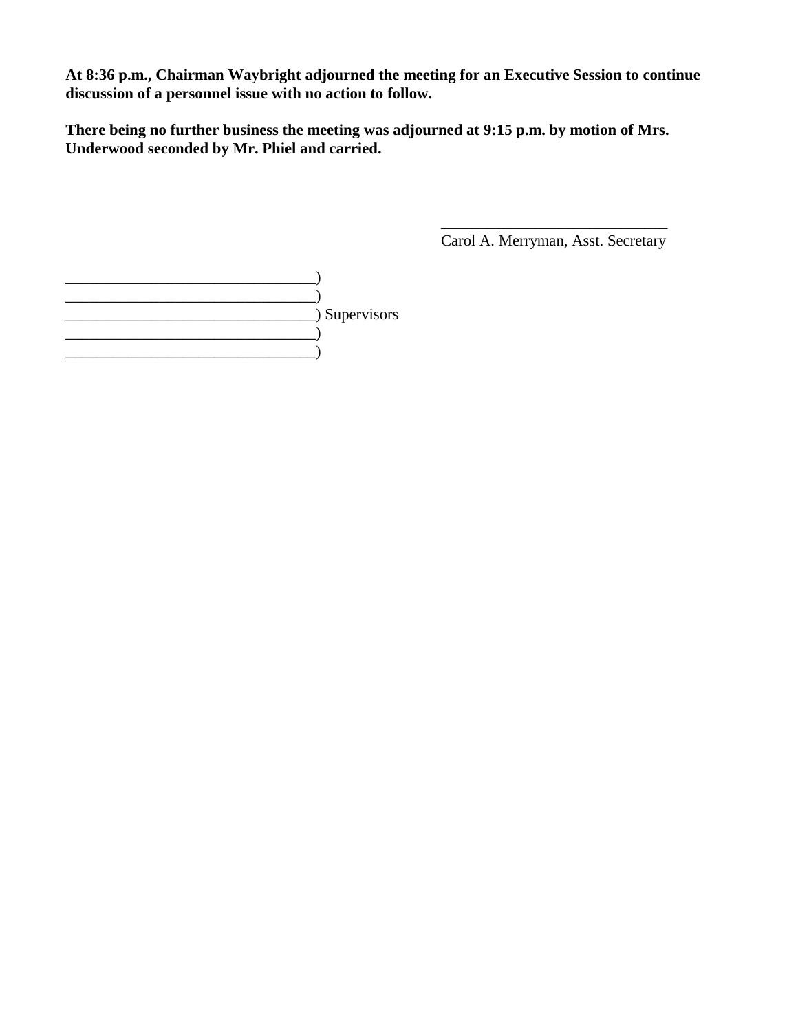**At 8:36 p.m., Chairman Waybright adjourned the meeting for an Executive Session to continue discussion of a personnel issue with no action to follow.**

**There being no further business the meeting was adjourned at 9:15 p.m. by motion of Mrs. Underwood seconded by Mr. Phiel and carried.**

_____________________________
Carol A. Merryman, Asst. Secretary

_________________________________)
_________________________________)
_________________________________) Supervisors
_________________________________)
_________________________________)